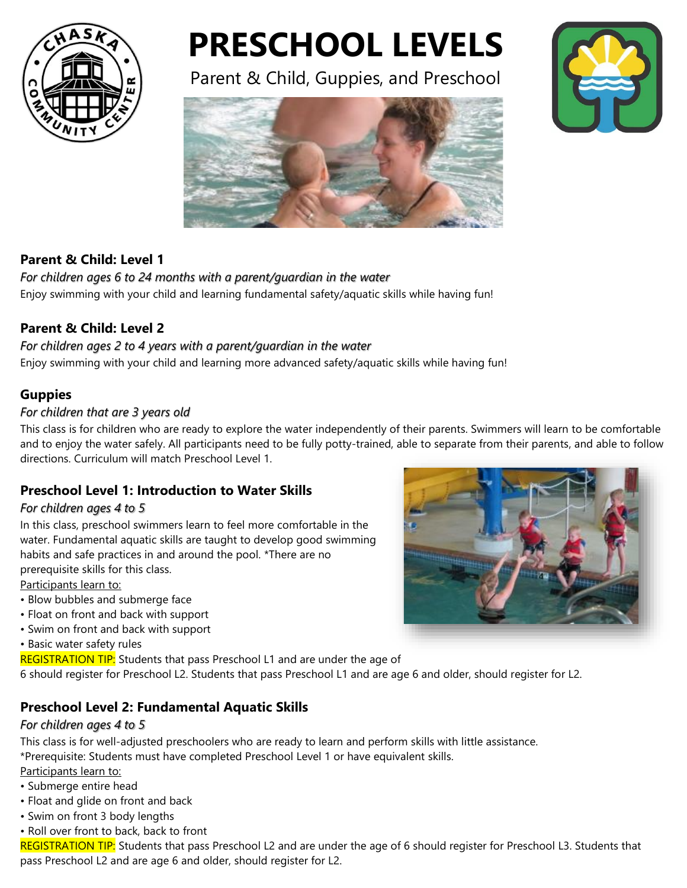# PRESCHOOL LEVELS

Parent & Child, Guppies, and Preschool

## Parent & Child: Level 1

*For children ages 6 to 24 months with a parent/guardian in the water*

Enjoy swimming with your child and learning fundamental safety/aquatic skills while having fun!

## Parent & Child: Level 2

*For children ages 2 to 4 years with a parent/guardian in the water*

Enjoy swimming with your child and learning more advanced safety/aquatic skills while having fun!

## Guppies

*For children that are 3 years old*

This class is for children who are ready to explore the water independently of their parents. Swimmers will learn to be comfortable and to enjoy the water safely. All participants need to be fully potty-trained, able to separate from their parents, and able to follow directions. Curriculum will match Preschool Level 1.

## Preschool Level 1: Introduction to Water Skills

*For children ages 4 to 5*

In this class, preschool swimmers learn to feel more comfortable in the water. Fundamental aquatic skills are taught to develop good swimming habits and safe practices in and around the pool. *There are no prerequisite skills for this class.

Participants learn to:

- Blow bubbles and submerge face
- Float on front and back with support
- Swim on front and back with support
- Basic water safety rules

REGISTRATION TIP: Students that pass Preschool L1 and are under the age of 6 should register for Preschool L2. Students that pass Preschool L1 and are age 6 and older, should register for L2.

## Preschool Level 2: Fundamental Aquatic Skills

*For children ages 4 to 5*

This class is for well-adjusted preschoolers who are ready to learn and perform skills with little assistance.
*Prerequisite: Students must have completed Preschool Level 1 or have equivalent skills.

Participants learn to:

- Submerge entire head
- Float and glide on front and back
- Swim on front 3 body lengths
- Roll over front to back, back to front

REGISTRATION TIP: Students that pass Preschool L2 and are under the age of 6 should register for Preschool L3. Students that pass Preschool L2 and are age 6 and older, should register for L2.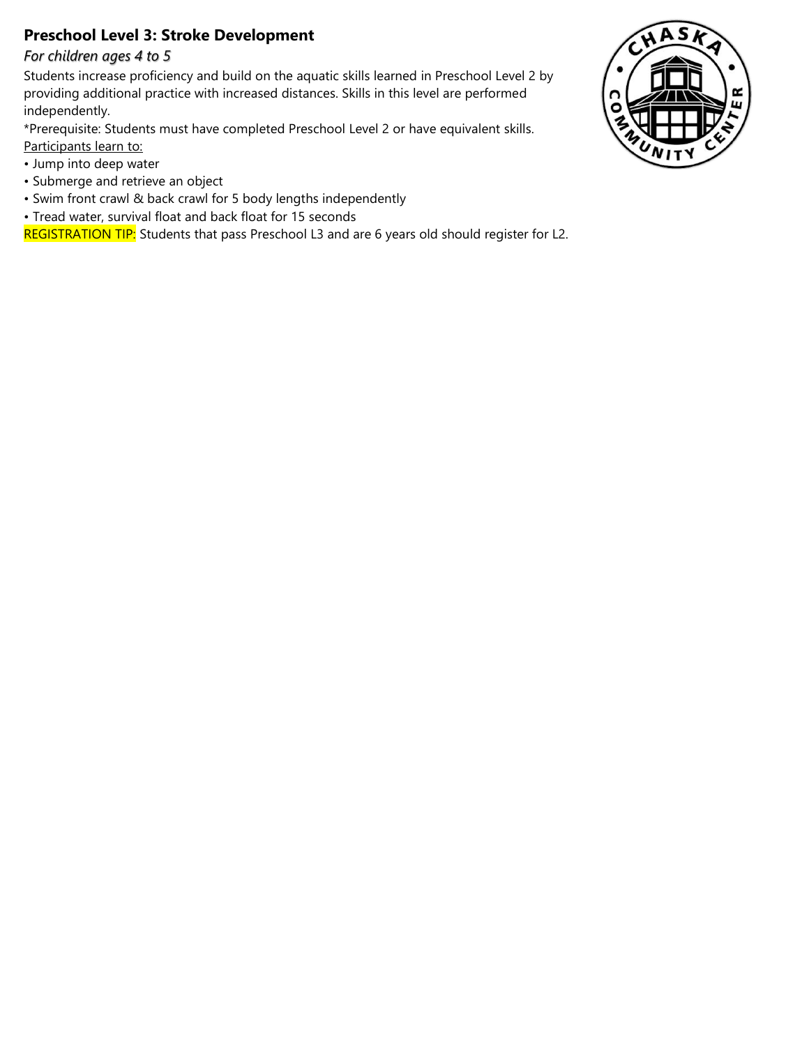## Preschool Level 3: Stroke Development

*For children ages 4 to 5*

Students increase proficiency and build on the aquatic skills learned in Preschool Level 2 by providing additional practice with increased distances. Skills in this level are performed independently.

*Prerequisite: Students must have completed Preschool Level 2 or have equivalent skills.

Participants learn to:

- Jump into deep water
- Submerge and retrieve an object
- Swim front crawl & back crawl for 5 body lengths independently
- Tread water, survival float and back float for 15 seconds

REGISTRATION TIP: Students that pass Preschool L3 and are 6 years old should register for L2.